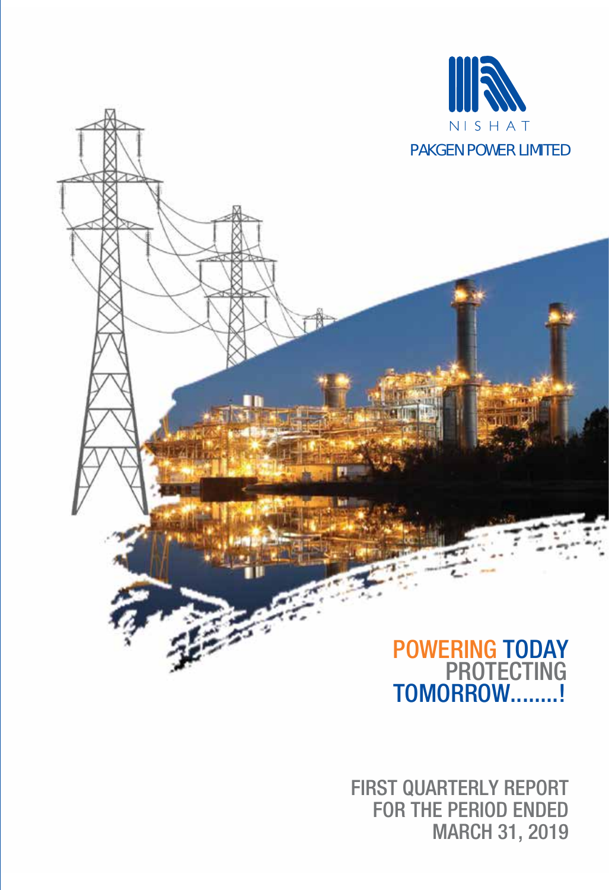NISHAT

PAKGEN POWER LIMITED

POWERING TODAY PROTECTING TOMORROW........!

# FIRST QUARTERLY REPORT FOR THE PERIOD ENDED MARCH 31, 2019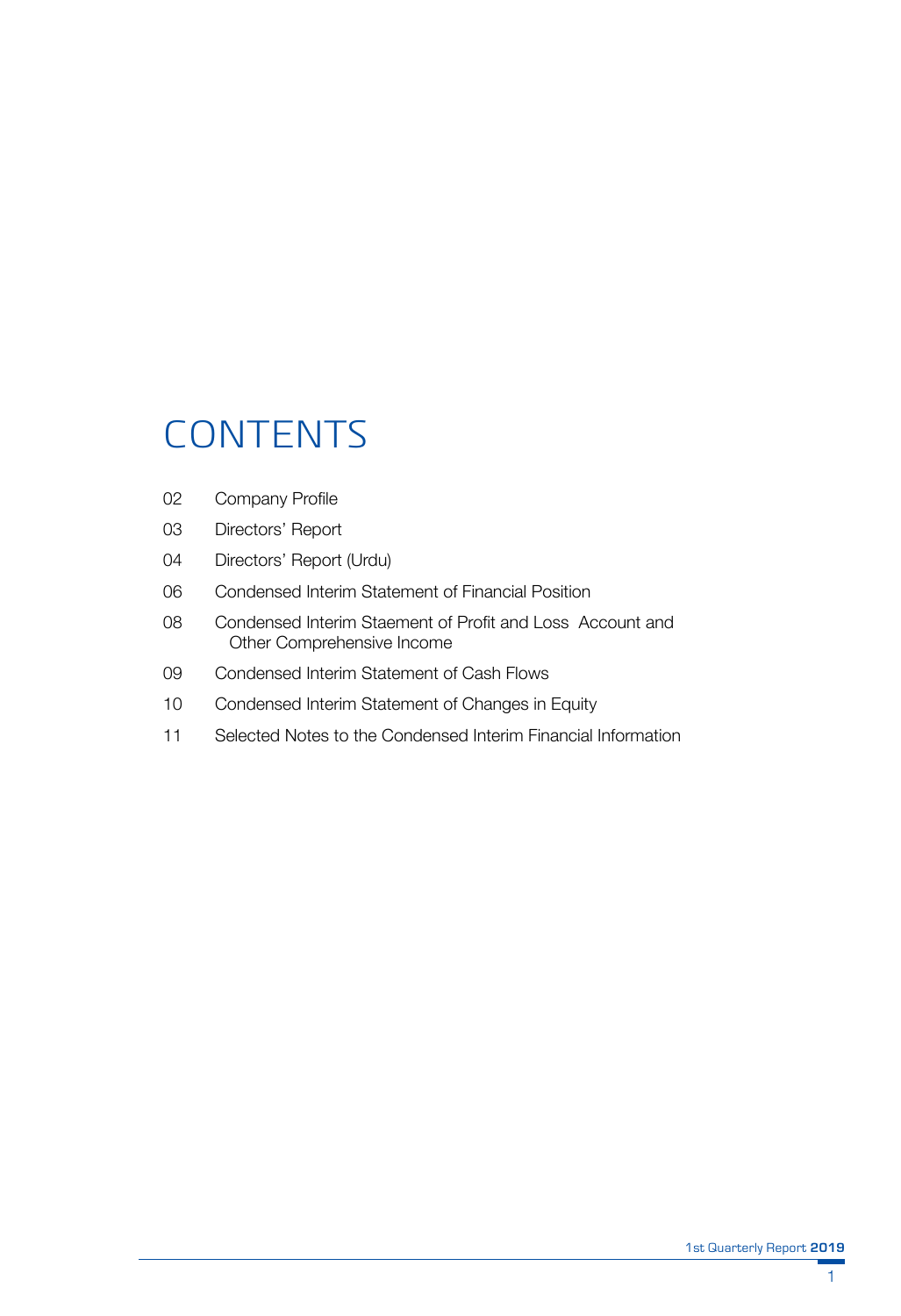# CONTENTS

| | |
|---|---|
| 02 | Company Profile |
| 03 | Directors' Report |
| 04 | Directors' Report (Urdu) |
| 06 | Condensed Interim Statement of Financial Position |
| 08 | Condensed Interim Staement of Profit and Loss Account and Other Comprehensive Income |
| 09 | Condensed Interim Statement of Cash Flows |
| 10 | Condensed Interim Statement of Changes in Equity |
| 11 | Selected Notes to the Condensed Interim Financial Information |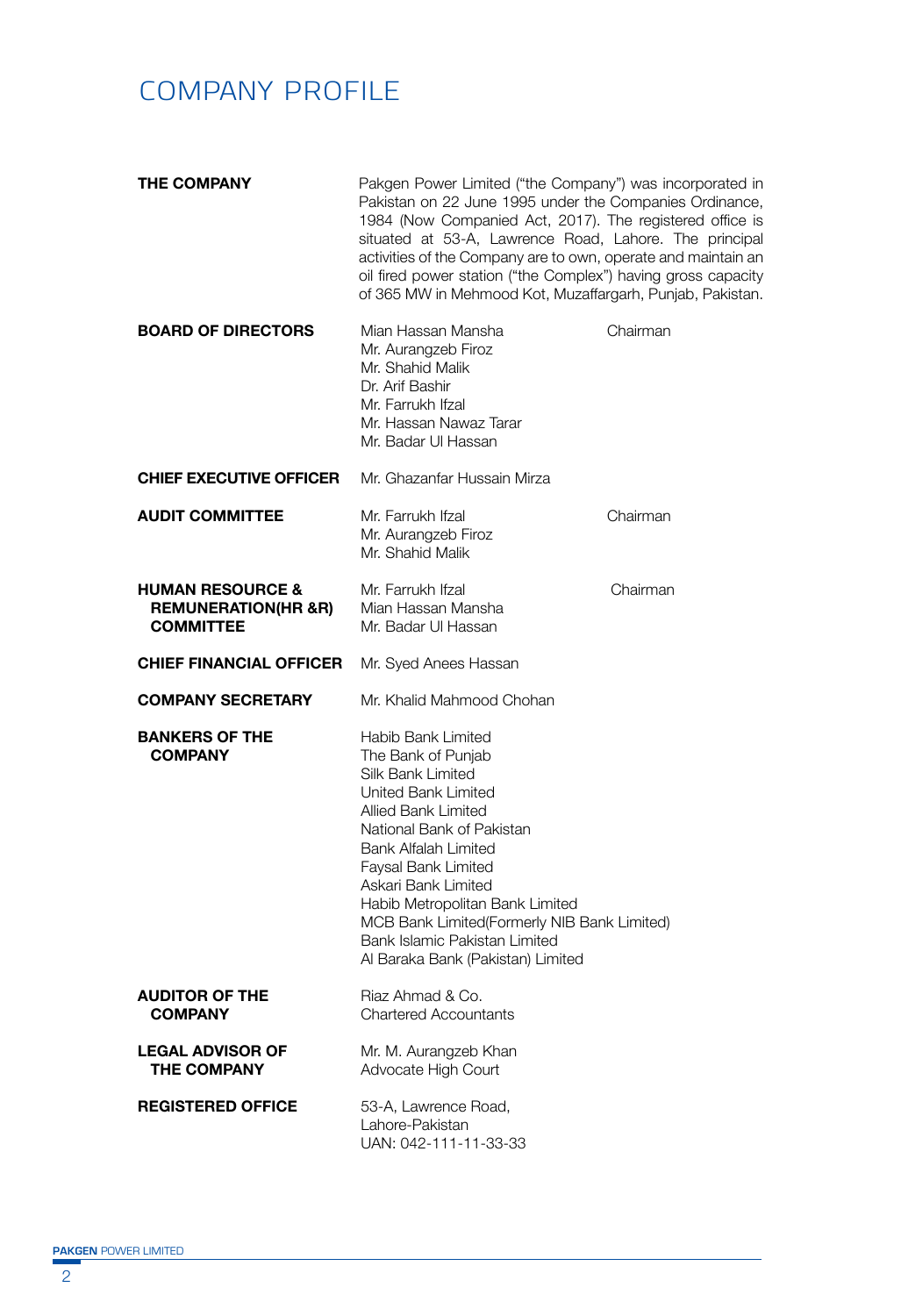# COMPANY PROFILE

| | | |
|---|---|---|
| **THE COMPANY** | Pakgen Power Limited ("the Company") was incorporated in Pakistan on 22 June 1995 under the Companies Ordinance, 1984 (Now Companied Act, 2017). The registered office is situated at 53-A, Lawrence Road, Lahore. The principal activities of the Company are to own, operate and maintain an oil fired power station ("the Complex") having gross capacity of 365 MW in Mehmood Kot, Muzaffargarh, Punjab, Pakistan. | |
| **BOARD OF DIRECTORS** | Mian Hassan Mansha<br>Mr. Aurangzeb Firoz<br>Mr. Shahid Malik<br>Dr. Arif Bashir<br>Mr. Farrukh Ifzal<br>Mr. Hassan Nawaz Tarar<br>Mr. Badar Ul Hassan | Chairman |
| **CHIEF EXECUTIVE OFFICER** | Mr. Ghazanfar Hussain Mirza | |
| **AUDIT COMMITTEE** | Mr. Farrukh Ifzal<br>Mr. Aurangzeb Firoz<br>Mr. Shahid Malik | Chairman |
| **HUMAN RESOURCE & REMUNERATION(HR &R) COMMITTEE** | Mr. Farrukh Ifzal<br>Mian Hassan Mansha<br>Mr. Badar Ul Hassan | Chairman |
| **CHIEF FINANCIAL OFFICER** | Mr. Syed Anees Hassan | |
| **COMPANY SECRETARY** | Mr. Khalid Mahmood Chohan | |
| **BANKERS OF THE COMPANY** | Habib Bank Limited<br>The Bank of Punjab<br>Silk Bank Limited<br>United Bank Limited<br>Allied Bank Limited<br>National Bank of Pakistan<br>Bank Alfalah Limited<br>Faysal Bank Limited<br>Askari Bank Limited<br>Habib Metropolitan Bank Limited<br>MCB Bank Limited(Formerly NIB Bank Limited)<br>Bank Islamic Pakistan Limited<br>Al Baraka Bank (Pakistan) Limited | |
| **AUDITOR OF THE COMPANY** | Riaz Ahmad & Co.<br>Chartered Accountants | |
| **LEGAL ADVISOR OF THE COMPANY** | Mr. M. Aurangzeb Khan<br>Advocate High Court | |
| **REGISTERED OFFICE** | 53-A, Lawrence Road,<br>Lahore-Pakistan<br>UAN: 042-111-11-33-33 | |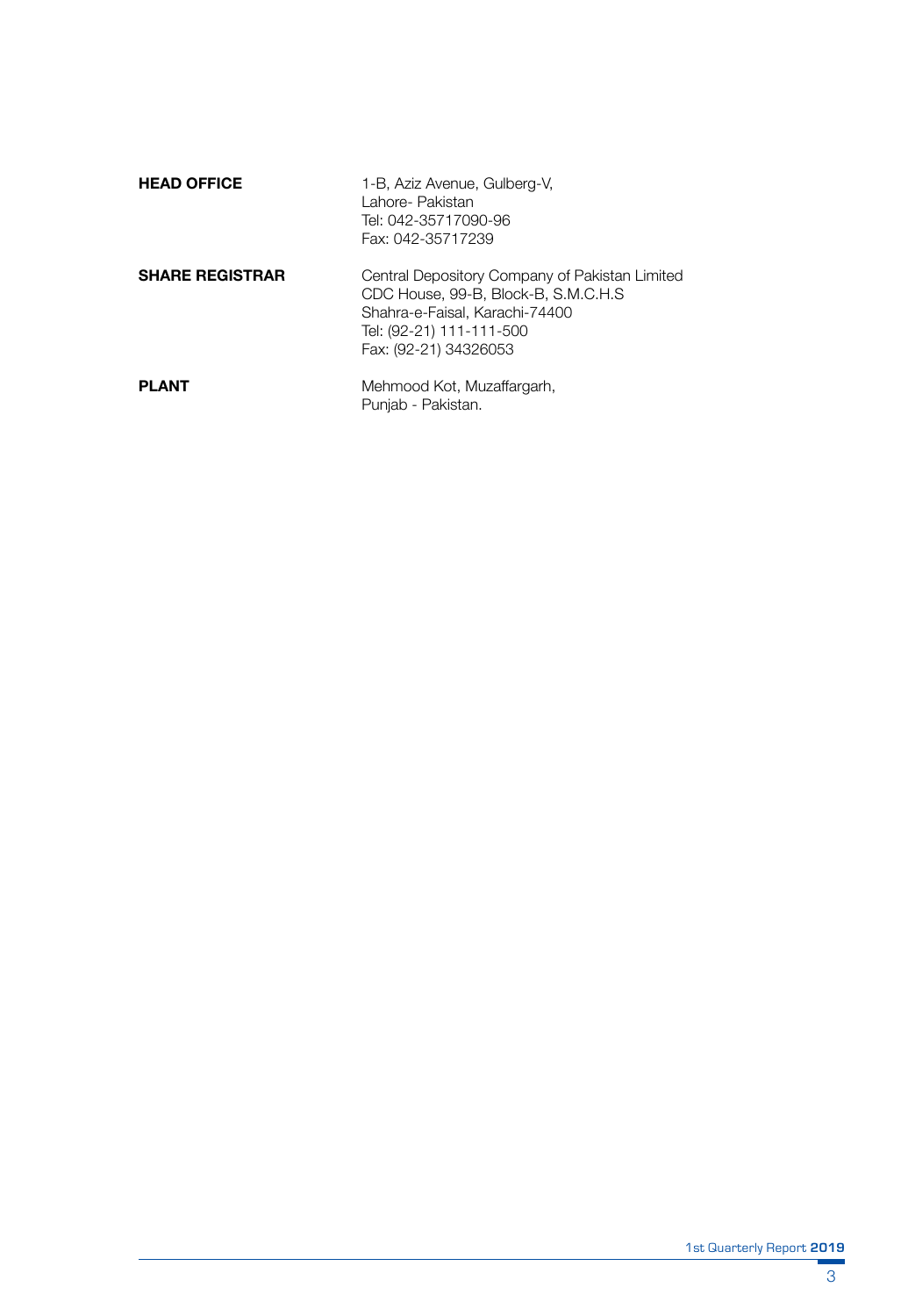| | |
|---|---|
| **HEAD OFFICE** | 1-B, Aziz Avenue, Gulberg-V,<br>Lahore- Pakistan<br>Tel: 042-35717090-96<br>Fax: 042-35717239 |
| **SHARE REGISTRAR** | Central Depository Company of Pakistan Limited<br>CDC House, 99-B, Block-B, S.M.C.H.S<br>Shahra-e-Faisal, Karachi-74400<br>Tel: (92-21) 111-111-500<br>Fax: (92-21) 34326053 |
| **PLANT** | Mehmood Kot, Muzaffargarh,<br>Punjab - Pakistan. |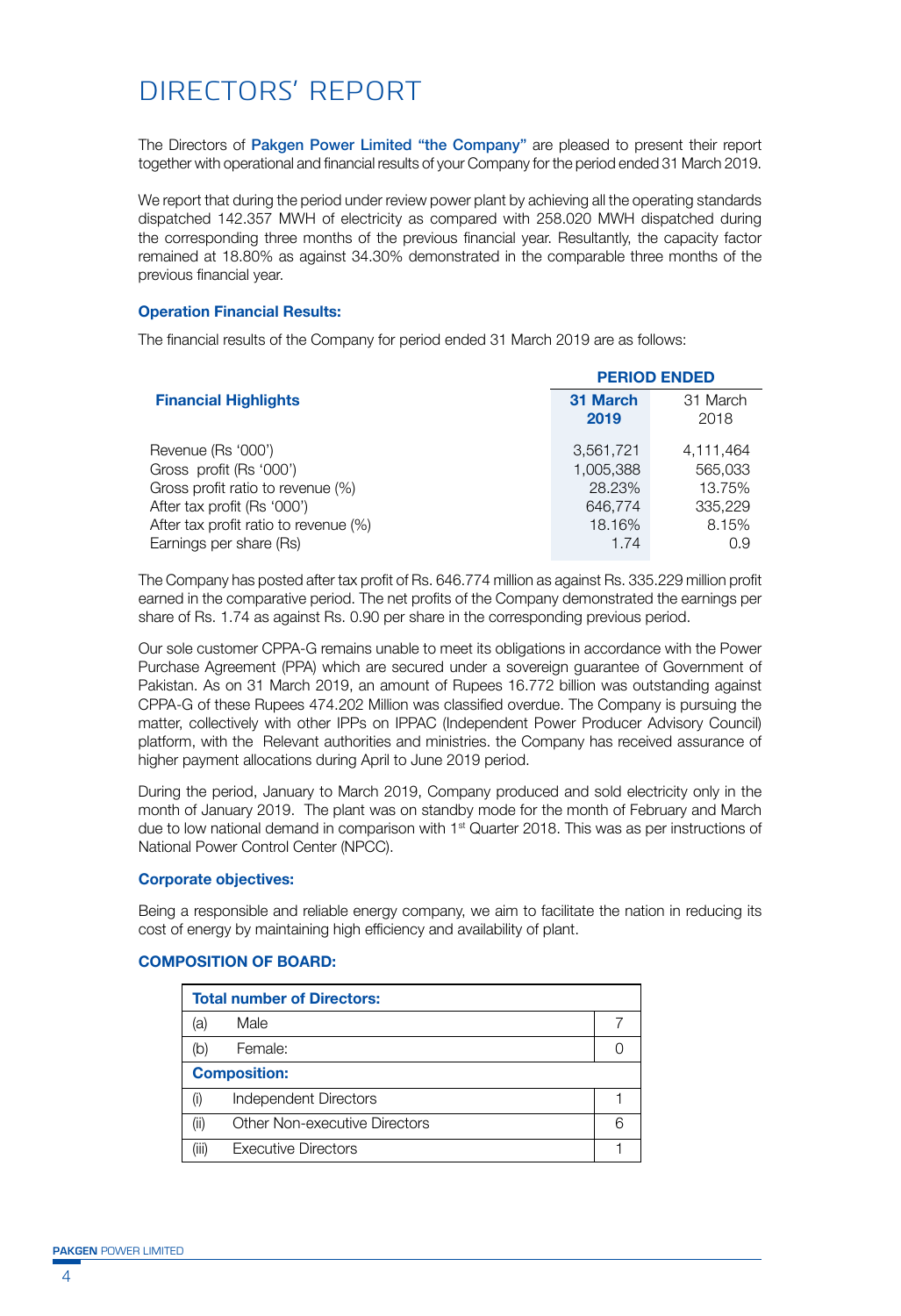# DIRECTORS' REPORT

The Directors of **Pakgen Power Limited "the Company"** are pleased to present their report together with operational and financial results of your Company for the period ended 31 March 2019.

We report that during the period under review power plant by achieving all the operating standards dispatched 142.357 MWH of electricity as compared with 258.020 MWH dispatched during the corresponding three months of the previous financial year. Resultantly, the capacity factor remained at 18.80% as against 34.30% demonstrated in the comparable three months of the previous financial year.

### Operation Financial Results:

The financial results of the Company for period ended 31 March 2019 are as follows:

| Financial Highlights | PERIOD ENDED | |
|---|---|---|
| | **31 March 2019** | 31 March 2018 |
| Revenue (Rs '000') | 3,561,721 | 4,111,464 |
| Gross profit (Rs '000') | 1,005,388 | 565,033 |
| Gross profit ratio to revenue (%) | 28.23% | 13.75% |
| After tax profit (Rs '000') | 646,774 | 335,229 |
| After tax profit ratio to revenue (%) | 18.16% | 8.15% |
| Earnings per share (Rs) | 1.74 | 0.9 |

The Company has posted after tax profit of Rs. 646.774 million as against Rs. 335.229 million profit earned in the comparative period. The net profits of the Company demonstrated the earnings per share of Rs. 1.74 as against Rs. 0.90 per share in the corresponding previous period.

Our sole customer CPPA-G remains unable to meet its obligations in accordance with the Power Purchase Agreement (PPA) which are secured under a sovereign guarantee of Government of Pakistan. As on 31 March 2019, an amount of Rupees 16.772 billion was outstanding against CPPA-G of these Rupees 474.202 Million was classified overdue. The Company is pursuing the matter, collectively with other IPPs on IPPAC (Independent Power Producer Advisory Council) platform, with the Relevant authorities and ministries. the Company has received assurance of higher payment allocations during April to June 2019 period.

During the period, January to March 2019, Company produced and sold electricity only in the month of January 2019. The plant was on standby mode for the month of February and March due to low national demand in comparison with 1st Quarter 2018. This was as per instructions of National Power Control Center (NPCC).

### Corporate objectives:

Being a responsible and reliable energy company, we aim to facilitate the nation in reducing its cost of energy by maintaining high efficiency and availability of plant.

### COMPOSITION OF BOARD:

| **Total number of Directors:** | | |
|---|---|---|
| (a) | Male | 7 |
| (b) | Female: | 0 |
| **Composition:** | | |
| (i) | Independent Directors | 1 |
| (ii) | Other Non-executive Directors | 6 |
| (iii) | Executive Directors | 1 |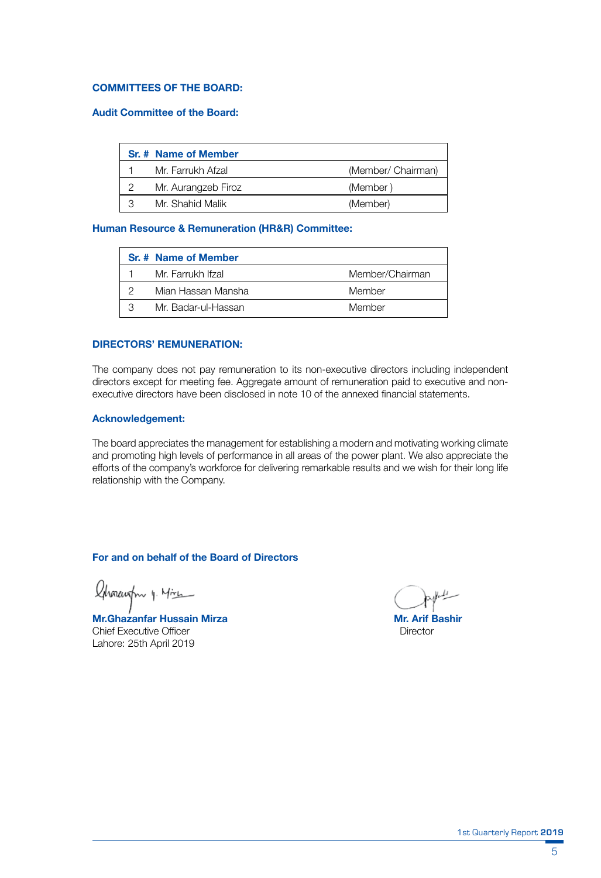## COMMITTEES OF THE BOARD:

### Audit Committee of the Board:

| Sr. # | Name of Member | |
|---|---|---|
| 1 | Mr. Farrukh Afzal | (Member/ Chairman) |
| 2 | Mr. Aurangzeb Firoz | (Member ) |
| 3 | Mr. Shahid Malik | (Member) |

### Human Resource & Remuneration (HR&R) Committee:

| Sr. # | Name of Member | |
|---|---|---|
| 1 | Mr. Farrukh Ifzal | Member/Chairman |
| 2 | Mian Hassan Mansha | Member |
| 3 | Mr. Badar-ul-Hassan | Member |

## DIRECTORS' REMUNERATION:

The company does not pay remuneration to its non-executive directors including independent directors except for meeting fee. Aggregate amount of remuneration paid to executive and non-executive directors have been disclosed in note 10 of the annexed financial statements.

### Acknowledgement:

The board appreciates the management for establishing a modern and motivating working climate and promoting high levels of performance in all areas of the power plant. We also appreciate the efforts of the company's workforce for delivering remarkable results and we wish for their long life relationship with the Company.

**For and on behalf of the Board of Directors**

**Mr.Ghazanfar Hussain Mirza**
Chief Executive Officer
Lahore: 25th April 2019

**Mr. Arif Bashir**
Director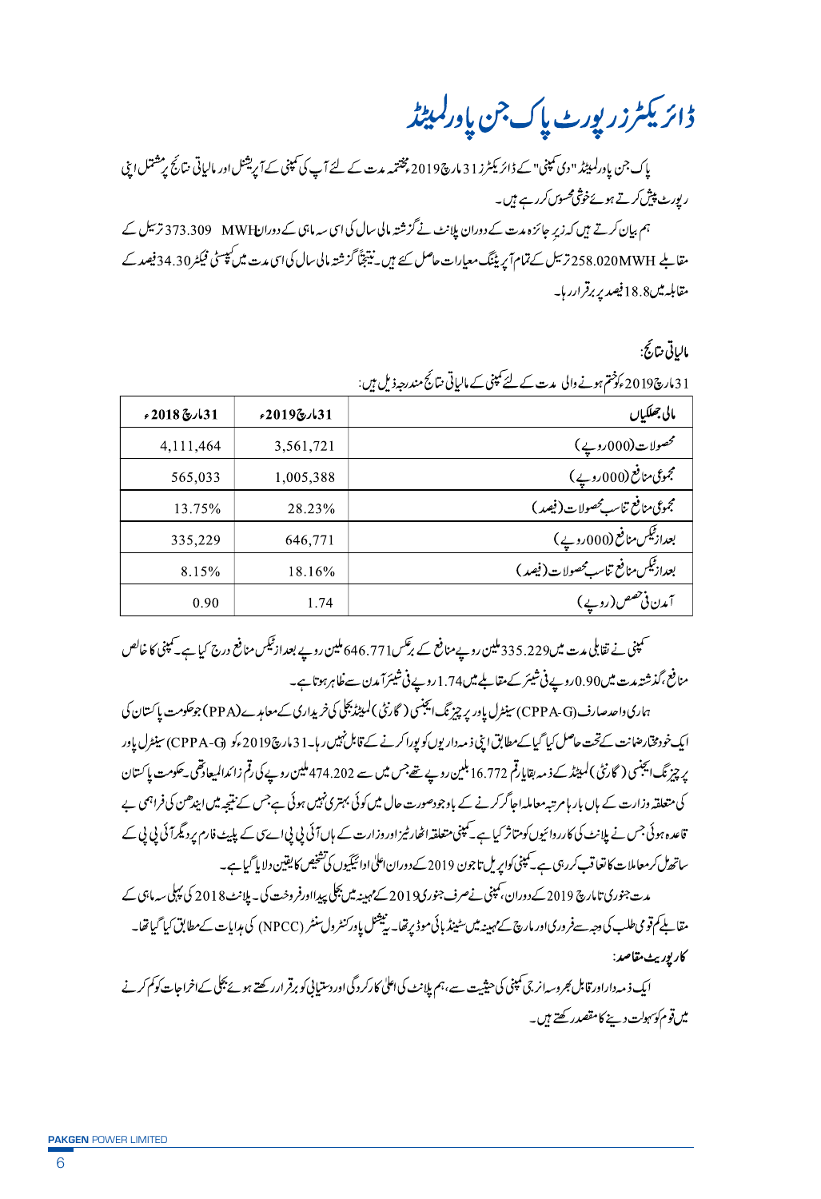# ڈائریکٹرز رپورٹ پاک جن پاور لمیٹڈ

پاک جن پاور لمیٹڈ "دی کمپنی" کے ڈائریکٹرز 31 مارچ 2019ء مختتمہ مدت کے لئے آپ کی کمپنی کے آپریشنل اور مالیاتی نتائج پر مشتمل اپنی رپورٹ پیش کرتے ہوئے خوشی محسوس کر رہے ہیں۔

ہم بیان کرتے ہیں کہ زیر جائزہ مدت کے دوران پلانٹ نے گزشتہ مالی سال کی اسی سہ ماہی کے دوران MWH 373.309 ترسیل کے مقابلے MWH 258.020 ترسیل کے تمام آپریٹنگ معیارات حاصل کئے ہیں۔ نتیجتاً گزشتہ مالی سال کی اسی مدت میں کپیسٹی فیکٹر 34.30 فیصد کے مقابلہ میں 18.8 فیصد پر برقرار رہا۔

## مالیاتی نتائج:

31 مارچ 2019ء کو ختم ہونے والی مدت کے لئے کمپنی کے مالیاتی نتائج مندرجہ ذیل ہیں:

| مالی جھلکیاں | 31 مارچ 2019ء | 31 مارچ 2018ء |
|---|---|---|
| محصولات (000 روپے) | 3,561,721 | 4,111,464 |
| مجموعی منافع (000 روپے) | 1,005,388 | 565,033 |
| مجموعی منافع تناسب محصولات (فیصد) | 28.23% | 13.75% |
| بعد از ٹیکس منافع (000 روپے) | 646,771 | 335,229 |
| بعد از ٹیکس منافع تناسب محصولات (فیصد) | 18.16% | 8.15% |
| آمدن فی حصص (روپے) | 1.74 | 0.90 |

کمپنی نے تقابلی مدت میں 335.229 ملین روپے منافع کے برعکس 646.771 ملین روپے بعد از ٹیکس منافع درج کیا ہے۔ کمپنی کا خالص منافع، گزشتہ مدت میں 0.90 روپے فی شیئر کے مقابلے میں 1.74 روپے فی شیئر آمدن سے ظاہر ہوتا ہے۔

ہماری واحد صارف (CPPA-G) سینٹرل پاور پرچیزنگ ایجنسی (گارنٹی) لمیٹڈ بجلی کی خریداری کے معاہدے (PPA) جو حکومت پاکستان کی ایک خودمختار ضمانت کے تحت حاصل کیا گیا کے مطابق اپنی ذمہ داریوں کو پورا کرنے کے قابل نہیں رہا۔ 31 مارچ 2019ء کو (CPPA-G) سینٹرل پاور پرچیزنگ ایجنسی (گارنٹی) لمیٹڈ کے ذمہ بقایا رقم 16.772 بلین روپے تھے جس میں سے 474.202 ملین روپے کی رقم زائد المیعاد تھی۔ حکومت پاکستان کی متعلقہ وزارت کے ہاں بار ہا مرتبہ معاملہ اجاگر کرنے کے باوجود صورت حال میں کوئی بہتری نہیں ہوئی ہے جس کے نتیجہ میں ایندھن کی فراہمی بے قاعدہ ہوئی جس نے پلانٹ کی کارروائیوں کو متاثر کیا ہے۔ کمپنی متعلقہ اتھارٹیز اور وزارت کے ہاں آئی پی پی اے سی کے پلیٹ فارم پر دیگر آئی پی پی کے ساتھ مل کر معاملات کا تعاقب کر رہی ہے۔ کمپنی کو اپریل تا جون 2019 کے دوران اعلیٰ ادائیگیوں کی تشخیص کا یقین دلایا گیا ہے۔

مدت جنوری تا مارچ 2019 کے دوران، کمپنی نے صرف جنوری 2019ء کے مہینہ میں بجلی پیدا اور فروخت کی۔ پلانٹ 2018 کی پہلی سہ ماہی کے مقابلے کم قومی طلب کی وجہ سے فروری اور مارچ کے مہینہ میں سٹینڈ بائی موڈ پر تھا۔ یہ نیشنل پاور کنٹرول سنٹر (NPCC) کی ہدایات کے مطابق کیا گیا تھا۔

## کارپوریٹ مقاصد:

ایک ذمہ دار اور قابل بھروسہ انرجی کمپنی کی حیثیت سے، ہم پلانٹ کی اعلیٰ کارکردگی اور دستیابی کو برقرار رکھتے ہوئے بجلی کے اخراجات کو کم کرنے میں قوم کو سہولت دینے کا مقصد رکھتے ہیں۔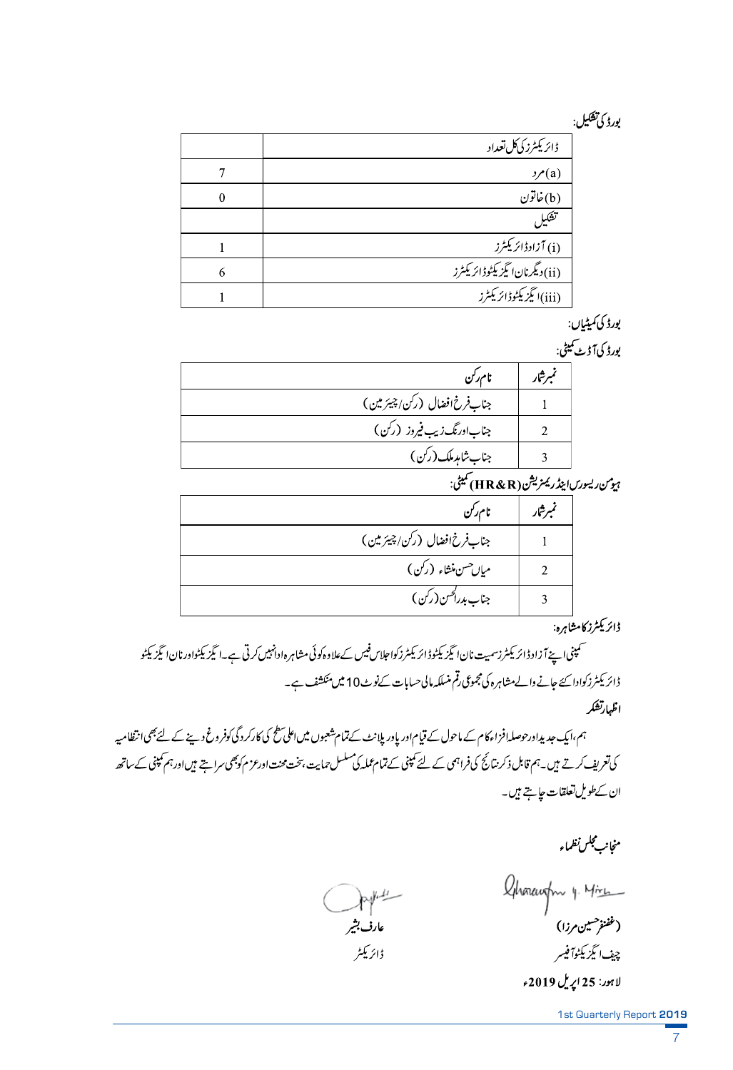**بورڈ کی تشکیل:**

| ڈائریکٹرز کی کل تعداد | |
|---|---|
| (a)مرد | 7 |
| (b)خاتون | 0 |
| تشکیل | |
| (i) آزاد ڈائریکٹرز | 1 |
| (ii)دیگر نان ایگزیکٹوڈائریکٹرز | 6 |
| (iii)ایگزیکٹوڈائریکٹرز | 1 |

**بورڈ کی کمیٹیاں:**

**بورڈ کی آڈٹ کمیٹی:**

| نمبرشمار | نام رکن |
|---|---|
| 1 | جناب فرخ افضال (رکن/چیئرمین) |
| 2 | جناب اورنگ زیب فیروز (رکن) |
| 3 | جناب شاہد ملک (رکن) |

**ہیومن ریسورس اینڈ ریمنریشن (HR&R) کمیٹی:**

| نمبرشمار | نام رکن |
|---|---|
| 1 | جناب فرخ افضال (رکن/چیئرمین) |
| 2 | میاں حسن منشاء (رکن) |
| 3 | جناب بدرالحسن (رکن) |

**ڈائریکٹرز کا مشاہرہ:**

کمپنی اپنے آزاد ڈائریکٹرز سمیت نان ایگزیکٹوڈائریکٹرز کو اجلاس فیس کے علاوہ کوئی مشاہرہ ادا نہیں کرتی ہے۔ ایگزیکٹو اور نان ایگزیکٹو ڈائریکٹرز کو ادا کئے جانے والے مشاہرہ کی مجموعی رقم منسلکہ مالی حسابات کے نوٹ 10 میں منکشف ہے۔

**اظہار تشکر**

ہم، ایک جدید اور حوصلہ افزاء کام کے ماحول کے قیام اور پاور پلانٹ کے تمام شعبوں میں اعلیٰ سطح کی کارکردگی کو فروغ دینے کے لئے بھی انتظامیہ کی تعریف کرتے ہیں۔ ہم قابل ذکر نتائج کی فراہمی کے لئے کمپنی کے تمام عملہ کی مسلسل حمایت، سخت محنت اور عزم کو بھی سراہتے ہیں اور ہم کمپنی کے ساتھ ان کے طویل تعلقات چاہتے ہیں۔

منجانب مجلس نظماء

| | |
|---|---|
| (غضنفر حسین مرزا) | عارف بشیر |
| چیف ایگزیکٹو آفیسر | ڈائریکٹر |

لاہور: 25 اپریل 2019ء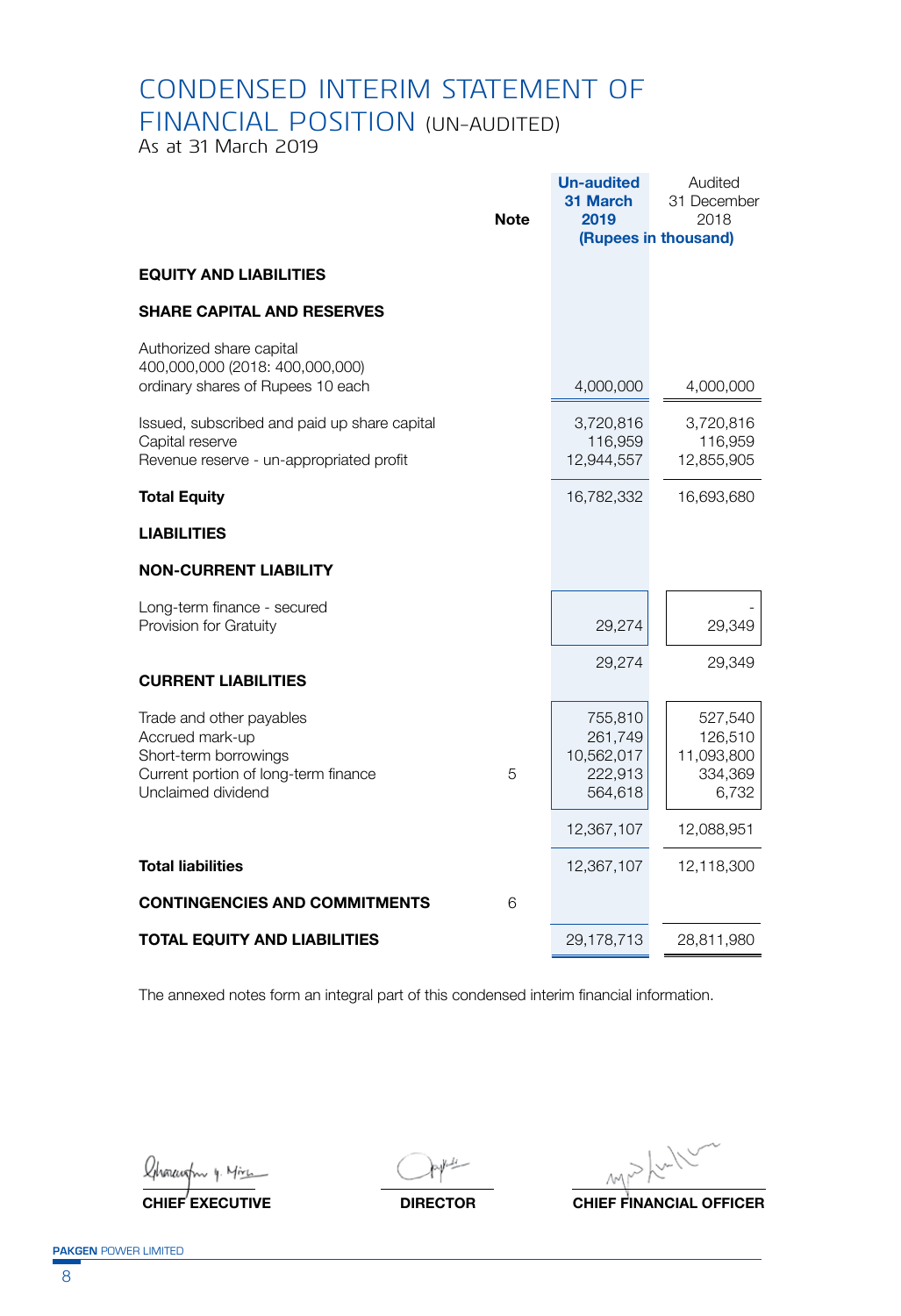# CONDENSED INTERIM STATEMENT OF FINANCIAL POSITION (UN-AUDITED)

As at 31 March 2019

| | Note | Un-audited 31 March 2019 | Audited 31 December 2018 |
|---|---|---|---|
| | | (Rupees in thousand) | |
| **EQUITY AND LIABILITIES** | | | |
| **SHARE CAPITAL AND RESERVES** | | | |
| Authorized share capital 400,000,000 (2018: 400,000,000) ordinary shares of Rupees 10 each | | 4,000,000 | 4,000,000 |
| Issued, subscribed and paid up share capital | | 3,720,816 | 3,720,816 |
| Capital reserve | | 116,959 | 116,959 |
| Revenue reserve - un-appropriated profit | | 12,944,557 | 12,855,905 |
| **Total Equity** | | 16,782,332 | 16,693,680 |
| **LIABILITIES** | | | |
| **NON-CURRENT LIABILITY** | | | |
| Long-term finance - secured | | | - |
| Provision for Gratuity | | 29,274 | 29,349 |
| | | 29,274 | 29,349 |
| **CURRENT LIABILITIES** | | | |
| Trade and other payables | | 755,810 | 527,540 |
| Accrued mark-up | | 261,749 | 126,510 |
| Short-term borrowings | | 10,562,017 | 11,093,800 |
| Current portion of long-term finance | 5 | 222,913 | 334,369 |
| Unclaimed dividend | | 564,618 | 6,732 |
| | | 12,367,107 | 12,088,951 |
| **Total liabilities** | | 12,367,107 | 12,118,300 |
| **CONTINGENCIES AND COMMITMENTS** | 6 | | |
| **TOTAL EQUITY AND LIABILITIES** | | 29,178,713 | 28,811,980 |

The annexed notes form an integral part of this condensed interim financial information.

**CHIEF EXECUTIVE** **DIRECTOR** **CHIEF FINANCIAL OFFICER**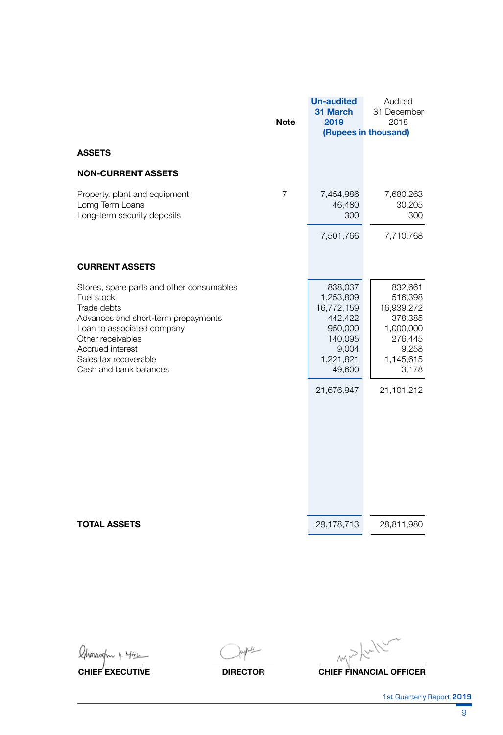| | Note | Un-audited 31 March 2019 | Audited 31 December 2018 |
|---|---|---|---|
| | | (Rupees in thousand) | |
| **ASSETS** | | | |
| **NON-CURRENT ASSETS** | | | |
| Property, plant and equipment | 7 | 7,454,986 | 7,680,263 |
| Lomg Term Loans | | 46,480 | 30,205 |
| Long-term security deposits | | 300 | 300 |
| | | 7,501,766 | 7,710,768 |
| **CURRENT ASSETS** | | | |
| Stores, spare parts and other consumables | | 838,037 | 832,661 |
| Fuel stock | | 1,253,809 | 516,398 |
| Trade debts | | 16,772,159 | 16,939,272 |
| Advances and short-term prepayments | | 442,422 | 378,385 |
| Loan to associated company | | 950,000 | 1,000,000 |
| Other receivables | | 140,095 | 276,445 |
| Accrued interest | | 9,004 | 9,258 |
| Sales tax recoverable | | 1,221,821 | 1,145,615 |
| Cash and bank balances | | 49,600 | 3,178 |
| | | 21,676,947 | 21,101,212 |
| **TOTAL ASSETS** | | 29,178,713 | 28,811,980 |

**CHIEF EXECUTIVE** | **DIRECTOR** | **CHIEF FINANCIAL OFFICER**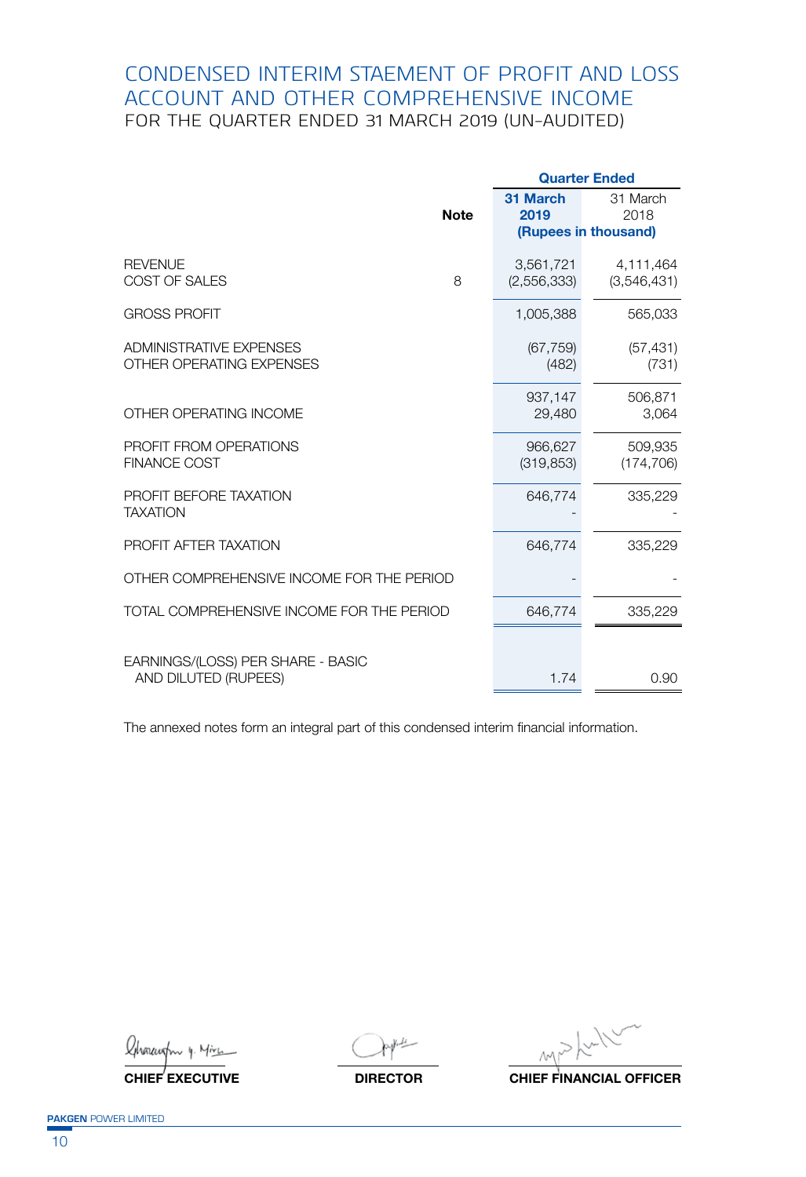# CONDENSED INTERIM STAEMENT OF PROFIT AND LOSS ACCOUNT AND OTHER COMPREHENSIVE INCOME

FOR THE QUARTER ENDED 31 MARCH 2019 (UN-AUDITED)

| | Note | Quarter Ended | |
|---|---|---|---|
| | | **31 March 2019** | 31 March 2018 |
| | | **(Rupees in thousand)** | |
| REVENUE | | 3,561,721 | 4,111,464 |
| COST OF SALES | 8 | (2,556,333) | (3,546,431) |
| GROSS PROFIT | | 1,005,388 | 565,033 |
| ADMINISTRATIVE EXPENSES | | (67,759) | (57,431) |
| OTHER OPERATING EXPENSES | | (482) | (731) |
| | | 937,147 | 506,871 |
| OTHER OPERATING INCOME | | 29,480 | 3,064 |
| PROFIT FROM OPERATIONS | | 966,627 | 509,935 |
| FINANCE COST | | (319,853) | (174,706) |
| PROFIT BEFORE TAXATION | | 646,774 | 335,229 |
| TAXATION | | - | - |
| PROFIT AFTER TAXATION | | 646,774 | 335,229 |
| OTHER COMPREHENSIVE INCOME FOR THE PERIOD | | - | - |
| TOTAL COMPREHENSIVE INCOME FOR THE PERIOD | | 646,774 | 335,229 |
| EARNINGS/(LOSS) PER SHARE - BASIC AND DILUTED (RUPEES) | | 1.74 | 0.90 |

The annexed notes form an integral part of this condensed interim financial information.

**CHIEF EXECUTIVE** | **DIRECTOR** | **CHIEF FINANCIAL OFFICER**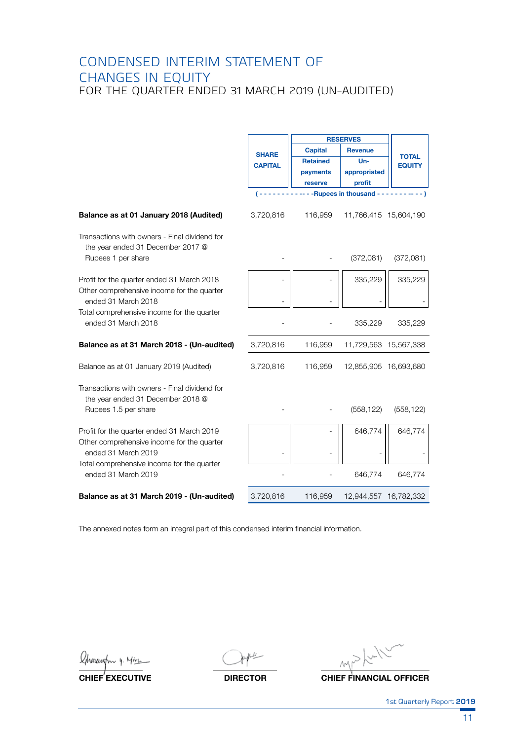# CONDENSED INTERIM STATEMENT OF CHANGES IN EQUITY

FOR THE QUARTER ENDED 31 MARCH 2019 (UN-AUDITED)

| | SHARE CAPITAL | RESERVES | | TOTAL EQUITY |
|---|---|---|---|---|
| | | Capital | Revenue | |
| | | Retained payments reserve | Un-appropriated profit | |
| | (- - - - - - - - - - - - -Rupees in thousand - - - - - - - - - - - -) | | | |
| **Balance as at 01 January 2018 (Audited)** | 3,720,816 | 116,959 | 11,766,415 | 15,604,190 |
| Transactions with owners - Final dividend for the year ended 31 December 2017 @ Rupees 1 per share | - | - | (372,081) | (372,081) |
| Profit for the quarter ended 31 March 2018 | - | - | 335,229 | 335,229 |
| Other comprehensive income for the quarter ended 31 March 2018 | - | - | - | - |
| Total comprehensive income for the quarter ended 31 March 2018 | - | - | 335,229 | 335,229 |
| **Balance as at 31 March 2018 - (Un-audited)** | 3,720,816 | 116,959 | 11,729,563 | 15,567,338 |
| Balance as at 01 January 2019 (Audited) | 3,720,816 | 116,959 | 12,855,905 | 16,693,680 |
| Transactions with owners - Final dividend for the year ended 31 December 2018 @ Rupees 1.5 per share | - | - | (558,122) | (558,122) |
| Profit for the quarter ended 31 March 2019 | | - | 646,774 | 646,774 |
| Other comprehensive income for the quarter ended 31 March 2019 | - | - | - | - |
| Total comprehensive income for the quarter ended 31 March 2019 | - | - | 646,774 | 646,774 |
| **Balance as at 31 March 2019 - (Un-audited)** | 3,720,816 | 116,959 | 12,944,557 | 16,782,332 |

The annexed notes form an integral part of this condensed interim financial information.

**CHIEF EXECUTIVE** | **DIRECTOR** | **CHIEF FINANCIAL OFFICER**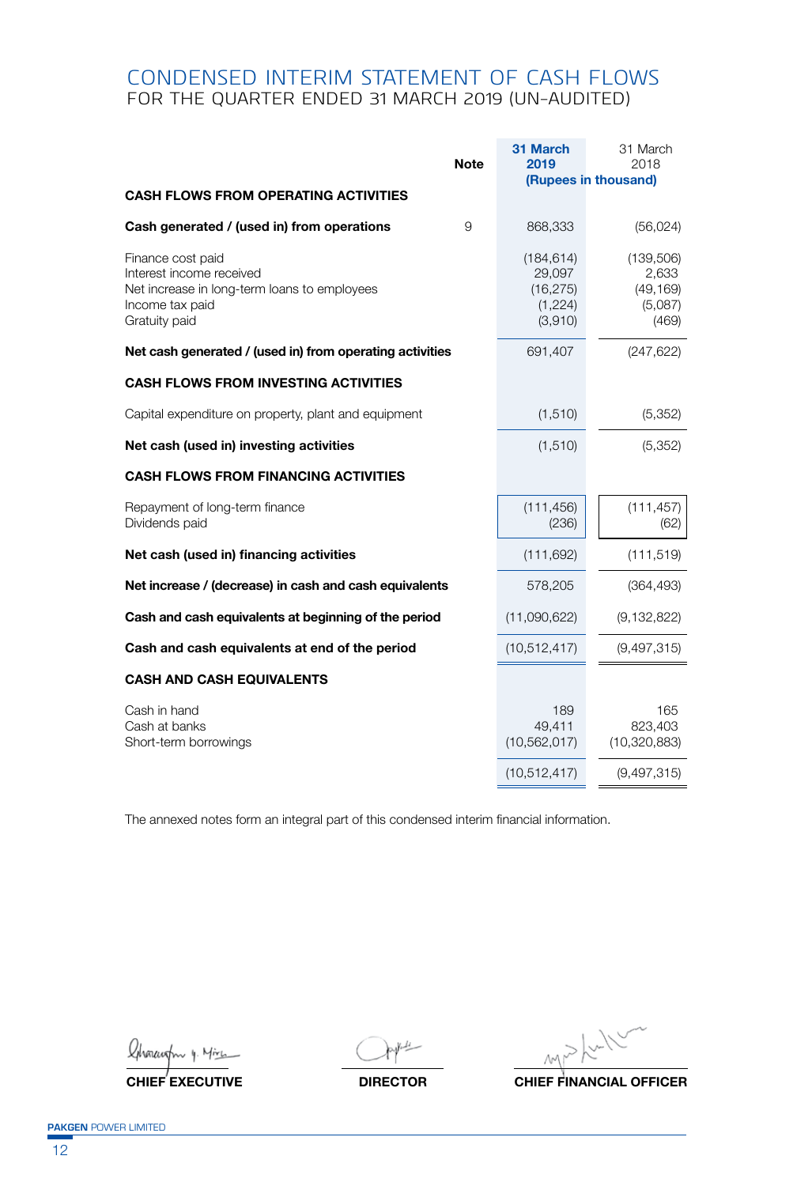# CONDENSED INTERIM STATEMENT OF CASH FLOWS
## FOR THE QUARTER ENDED 31 MARCH 2019 (UN-AUDITED)

| | Note | 31 March 2019 | 31 March 2018 |
|---|---|---|---|
| | | (Rupees in thousand) | |
| **CASH FLOWS FROM OPERATING ACTIVITIES** | | | |
| **Cash generated / (used in) from operations** | 9 | 868,333 | (56,024) |
| Finance cost paid | | (184,614) | (139,506) |
| Interest income received | | 29,097 | 2,633 |
| Net increase in long-term loans to employees | | (16,275) | (49,169) |
| Income tax paid | | (1,224) | (5,087) |
| Gratuity paid | | (3,910) | (469) |
| **Net cash generated / (used in) from operating activities** | | 691,407 | (247,622) |
| **CASH FLOWS FROM INVESTING ACTIVITIES** | | | |
| Capital expenditure on property, plant and equipment | | (1,510) | (5,352) |
| **Net cash (used in) investing activities** | | (1,510) | (5,352) |
| **CASH FLOWS FROM FINANCING ACTIVITIES** | | | |
| Repayment of long-term finance | | (111,456) | (111,457) |
| Dividends paid | | (236) | (62) |
| **Net cash (used in) financing activities** | | (111,692) | (111,519) |
| **Net increase / (decrease) in cash and cash equivalents** | | 578,205 | (364,493) |
| **Cash and cash equivalents at beginning of the period** | | (11,090,622) | (9,132,822) |
| **Cash and cash equivalents at end of the period** | | (10,512,417) | (9,497,315) |
| **CASH AND CASH EQUIVALENTS** | | | |
| Cash in hand | | 189 | 165 |
| Cash at banks | | 49,411 | 823,403 |
| Short-term borrowings | | (10,562,017) | (10,320,883) |
| | | (10,512,417) | (9,497,315) |

The annexed notes form an integral part of this condensed interim financial information.

**CHIEF EXECUTIVE** &nbsp;&nbsp;&nbsp; **DIRECTOR** &nbsp;&nbsp;&nbsp; **CHIEF FINANCIAL OFFICER**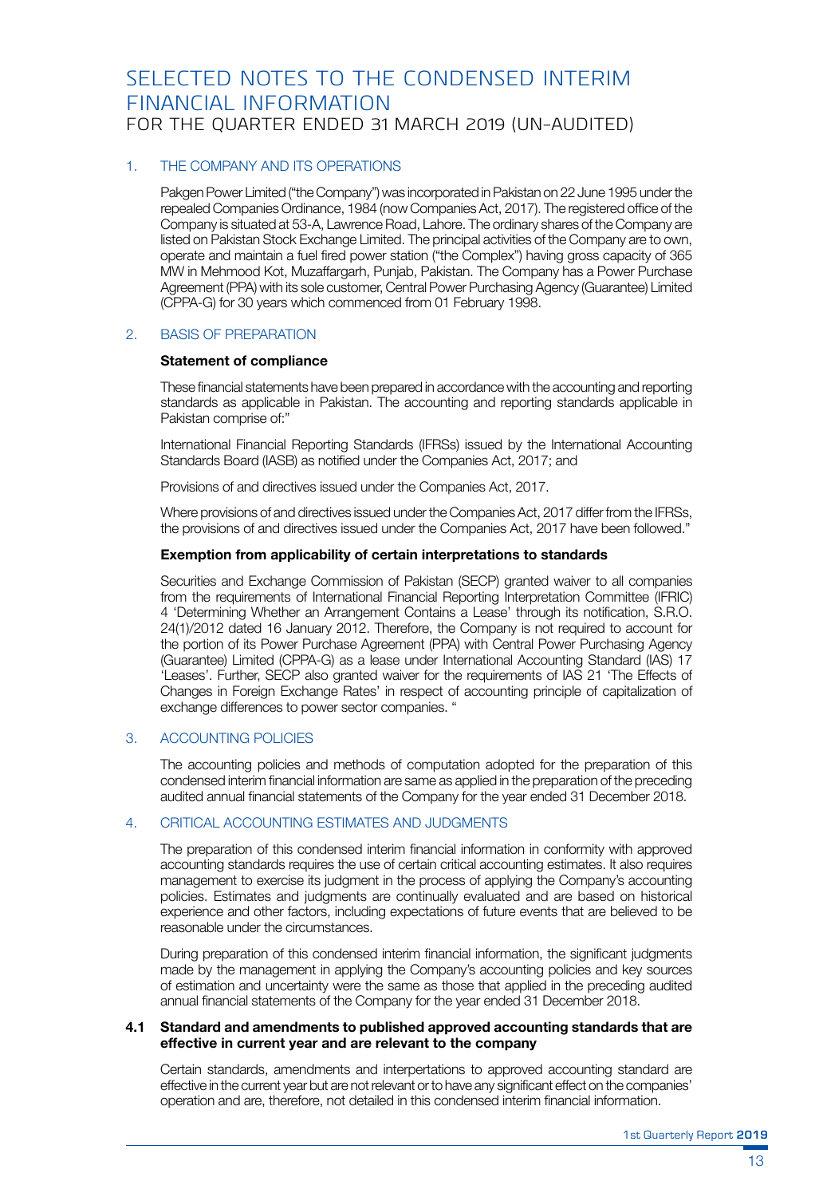# SELECTED NOTES TO THE CONDENSED INTERIM FINANCIAL INFORMATION

FOR THE QUARTER ENDED 31 MARCH 2019 (UN-AUDITED)

## 1. THE COMPANY AND ITS OPERATIONS

Pakgen Power Limited ("the Company") was incorporated in Pakistan on 22 June 1995 under the repealed Companies Ordinance, 1984 (now Companies Act, 2017). The registered office of the Company is situated at 53-A, Lawrence Road, Lahore. The ordinary shares of the Company are listed on Pakistan Stock Exchange Limited. The principal activities of the Company are to own, operate and maintain a fuel fired power station ("the Complex") having gross capacity of 365 MW in Mehmood Kot, Muzaffargarh, Punjab, Pakistan. The Company has a Power Purchase Agreement (PPA) with its sole customer, Central Power Purchasing Agency (Guarantee) Limited (CPPA-G) for 30 years which commenced from 01 February 1998.

## 2. BASIS OF PREPARATION

**Statement of compliance**

These financial statements have been prepared in accordance with the accounting and reporting standards as applicable in Pakistan. The accounting and reporting standards applicable in Pakistan comprise of:"

International Financial Reporting Standards (IFRSs) issued by the International Accounting Standards Board (IASB) as notified under the Companies Act, 2017; and

Provisions of and directives issued under the Companies Act, 2017.

Where provisions of and directives issued under the Companies Act, 2017 differ from the IFRSs, the provisions of and directives issued under the Companies Act, 2017 have been followed."

**Exemption from applicability of certain interpretations to standards**

Securities and Exchange Commission of Pakistan (SECP) granted waiver to all companies from the requirements of International Financial Reporting Interpretation Committee (IFRIC) 4 'Determining Whether an Arrangement Contains a Lease' through its notification, S.R.O. 24(1)/2012 dated 16 January 2012. Therefore, the Company is not required to account for the portion of its Power Purchase Agreement (PPA) with Central Power Purchasing Agency (Guarantee) Limited (CPPA-G) as a lease under International Accounting Standard (IAS) 17 'Leases'. Further, SECP also granted waiver for the requirements of IAS 21 'The Effects of Changes in Foreign Exchange Rates' in respect of accounting principle of capitalization of exchange differences to power sector companies. "

## 3. ACCOUNTING POLICIES

The accounting policies and methods of computation adopted for the preparation of this condensed interim financial information are same as applied in the preparation of the preceding audited annual financial statements of the Company for the year ended 31 December 2018.

## 4. CRITICAL ACCOUNTING ESTIMATES AND JUDGMENTS

The preparation of this condensed interim financial information in conformity with approved accounting standards requires the use of certain critical accounting estimates. It also requires management to exercise its judgment in the process of applying the Company's accounting policies. Estimates and judgments are continually evaluated and are based on historical experience and other factors, including expectations of future events that are believed to be reasonable under the circumstances.

During preparation of this condensed interim financial information, the significant judgments made by the management in applying the Company's accounting policies and key sources of estimation and uncertainty were the same as those that applied in the preceding audited annual financial statements of the Company for the year ended 31 December 2018.

### 4.1 Standard and amendments to published approved accounting standards that are effective in current year and are relevant to the company

Certain standards, amendments and interpertations to approved accounting standard are effective in the current year but are not relevant or to have any significant effect on the companies' operation and are, therefore, not detailed in this condensed interim financial information.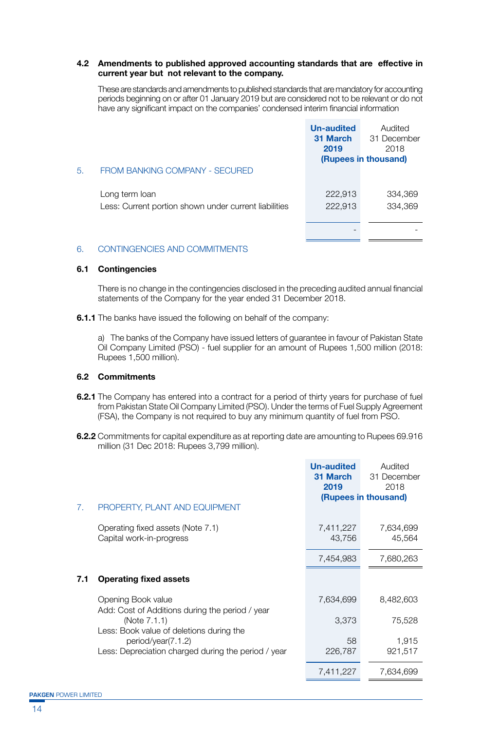### 4.2 Amendments to published approved accounting standards that are effective in current year but not relevant to the company.

These are standards and amendments to published standards that are mandatory for accounting periods beginning on or after 01 January 2019 but are considered not to be relevant or do not have any significant impact on the companies' condensed interim financial information

| | Un-audited 31 March 2019 | Audited 31 December 2018 |
|---|---|---|
| | (Rupees in thousand) | |
| **5. FROM BANKING COMPANY - SECURED** | | |
| Long term loan | 222,913 | 334,369 |
| Less: Current portion shown under current liabilities | 222,913 | 334,369 |
| | - | - |

## 6. CONTINGENCIES AND COMMITMENTS

### 6.1 Contingencies

There is no change in the contingencies disclosed in the preceding audited annual financial statements of the Company for the year ended 31 December 2018.

**6.1.1** The banks have issued the following on behalf of the company:

a) The banks of the Company have issued letters of guarantee in favour of Pakistan State Oil Company Limited (PSO) - fuel supplier for an amount of Rupees 1,500 million (2018: Rupees 1,500 million).

### 6.2 Commitments

**6.2.1** The Company has entered into a contract for a period of thirty years for purchase of fuel from Pakistan State Oil Company Limited (PSO). Under the terms of Fuel Supply Agreement (FSA), the Company is not required to buy any minimum quantity of fuel from PSO.

**6.2.2** Commitments for capital expenditure as at reporting date are amounting to Rupees 69.916 million (31 Dec 2018: Rupees 3,799 million).

| | Un-audited 31 March 2019 | Audited 31 December 2018 |
|---|---|---|
| | (Rupees in thousand) | |
| **7. PROPERTY, PLANT AND EQUIPMENT** | | |
| Operating fixed assets (Note 7.1) | 7,411,227 | 7,634,699 |
| Capital work-in-progress | 43,756 | 45,564 |
| | 7,454,983 | 7,680,263 |
| **7.1 Operating fixed assets** | | |
| Opening Book value | 7,634,699 | 8,482,603 |
| Add: Cost of Additions during the period / year (Note 7.1.1) | 3,373 | 75,528 |
| Less: Book value of deletions during the period/year(7.1.2) | 58 | 1,915 |
| Less: Depreciation charged during the period / year | 226,787 | 921,517 |
| | 7,411,227 | 7,634,699 |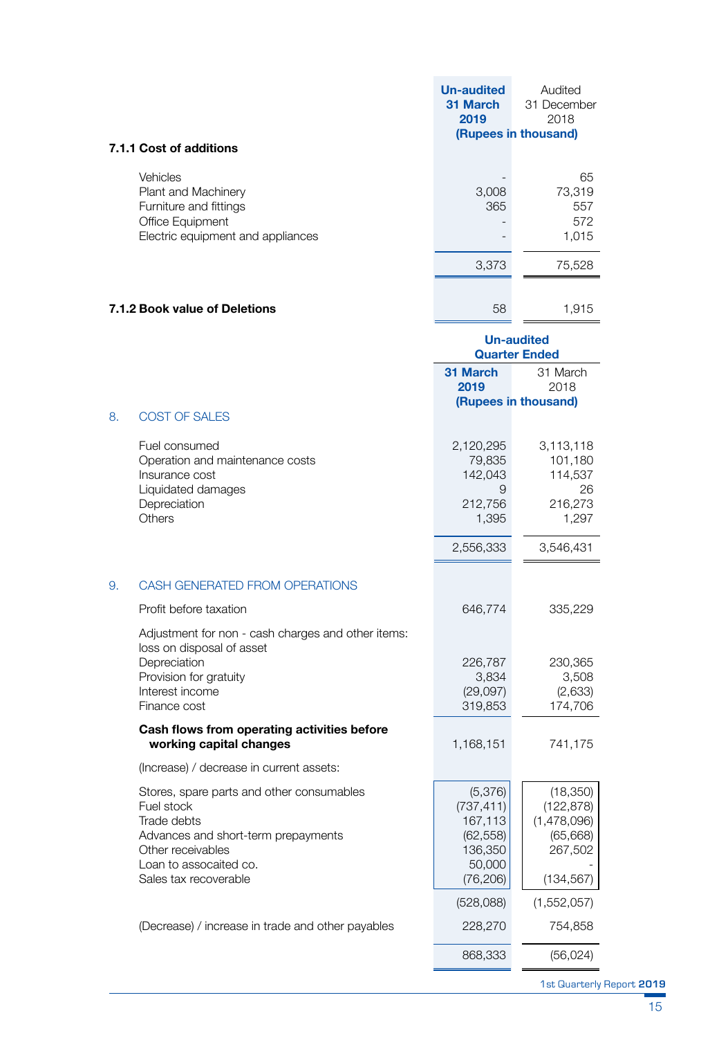| | Un-audited 31 March 2019 | Audited 31 December 2018 |
|---|---|---|
| | (Rupees in thousand) | |
| **7.1.1 Cost of additions** | | |
| Vehicles | - | 65 |
| Plant and Machinery | 3,008 | 73,319 |
| Furniture and fittings | 365 | 557 |
| Office Equipment | - | 572 |
| Electric equipment and appliances | - | 1,015 |
| | 3,373 | 75,528 |
| **7.1.2 Book value of Deletions** | 58 | 1,915 |

| | Un-audited Quarter Ended | |
|---|---|---|
| | 31 March 2019 | 31 March 2018 |
| | (Rupees in thousand) | |
| **8. COST OF SALES** | | |
| Fuel consumed | 2,120,295 | 3,113,118 |
| Operation and maintenance costs | 79,835 | 101,180 |
| Insurance cost | 142,043 | 114,537 |
| Liquidated damages | 9 | 26 |
| Depreciation | 212,756 | 216,273 |
| Others | 1,395 | 1,297 |
| | 2,556,333 | 3,546,431 |
| **9. CASH GENERATED FROM OPERATIONS** | | |
| Profit before taxation | 646,774 | 335,229 |
| Adjustment for non - cash charges and other items: | | |
| loss on disposal of asset | | |
| Depreciation | 226,787 | 230,365 |
| Provision for gratuity | 3,834 | 3,508 |
| Interest income | (29,097) | (2,633) |
| Finance cost | 319,853 | 174,706 |
| **Cash flows from operating activities before working capital changes** | 1,168,151 | 741,175 |
| (Increase) / decrease in current assets: | | |
| Stores, spare parts and other consumables | (5,376) | (18,350) |
| Fuel stock | (737,411) | (122,878) |
| Trade debts | 167,113 | (1,478,096) |
| Advances and short-term prepayments | (62,558) | (65,668) |
| Other receivables | 136,350 | 267,502 |
| Loan to assocaited co. | 50,000 | - |
| Sales tax recoverable | (76,206) | (134,567) |
| | (528,088) | (1,552,057) |
| (Decrease) / increase in trade and other payables | 228,270 | 754,858 |
| | 868,333 | (56,024) |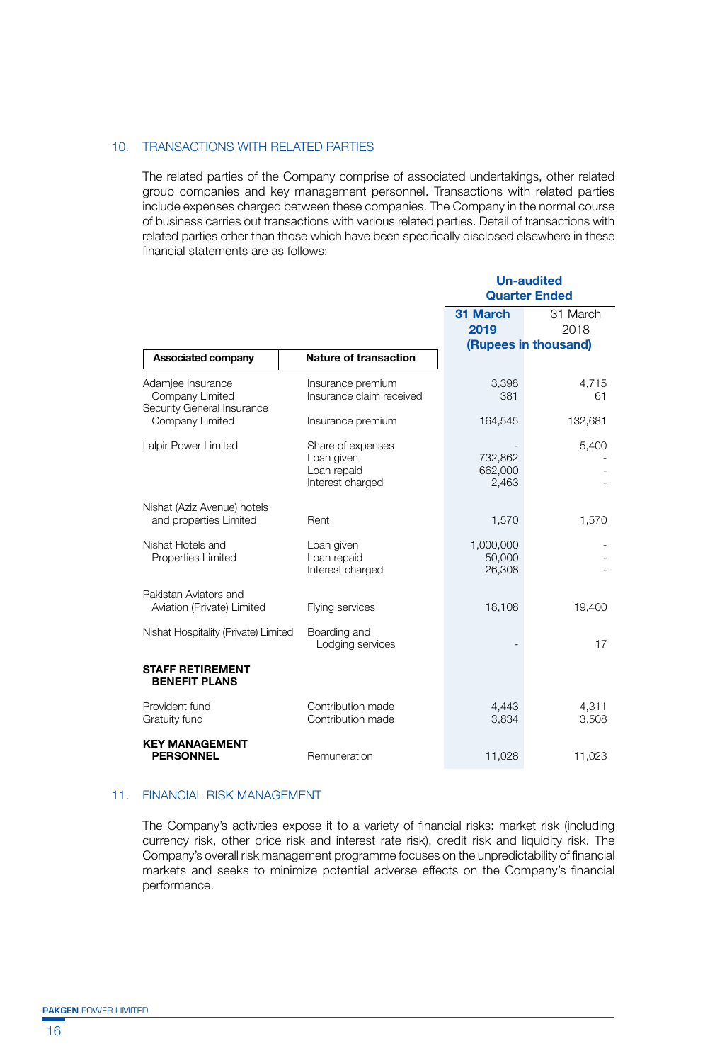## 10. TRANSACTIONS WITH RELATED PARTIES

The related parties of the Company comprise of associated undertakings, other related group companies and key management personnel. Transactions with related parties include expenses charged between these companies. The Company in the normal course of business carries out transactions with various related parties. Detail of transactions with related parties other than those which have been specifically disclosed elsewhere in these financial statements are as follows:

| | | Un-audited Quarter Ended | |
|---|---|---|---|
| | | **31 March 2019** | 31 March 2018 |
| | | (Rupees in thousand) | |
| **Associated company** | **Nature of transaction** | | |
| Adamjee Insurance Company Limited | Insurance premium | 3,398 | 4,715 |
| | Insurance claim received | 381 | 61 |
| Security General Insurance Company Limited | Insurance premium | 164,545 | 132,681 |
| Lalpir Power Limited | Share of expenses | - | 5,400 |
| | Loan given | 732,862 | - |
| | Loan repaid | 662,000 | - |
| | Interest charged | 2,463 | - |
| Nishat (Aziz Avenue) hotels and properties Limited | Rent | 1,570 | 1,570 |
| Nishat Hotels and Properties Limited | Loan given | 1,000,000 | - |
| | Loan repaid | 50,000 | - |
| | Interest charged | 26,308 | - |
| Pakistan Aviators and Aviation (Private) Limited | Flying services | 18,108 | 19,400 |
| Nishat Hospitality (Private) Limited | Boarding and Lodging services | - | 17 |
| **STAFF RETIREMENT BENEFIT PLANS** | | | |
| Provident fund | Contribution made | 4,443 | 4,311 |
| Gratuity fund | Contribution made | 3,834 | 3,508 |
| **KEY MANAGEMENT PERSONNEL** | Remuneration | 11,028 | 11,023 |

## 11. FINANCIAL RISK MANAGEMENT

The Company's activities expose it to a variety of financial risks: market risk (including currency risk, other price risk and interest rate risk), credit risk and liquidity risk. The Company's overall risk management programme focuses on the unpredictability of financial markets and seeks to minimize potential adverse effects on the Company's financial performance.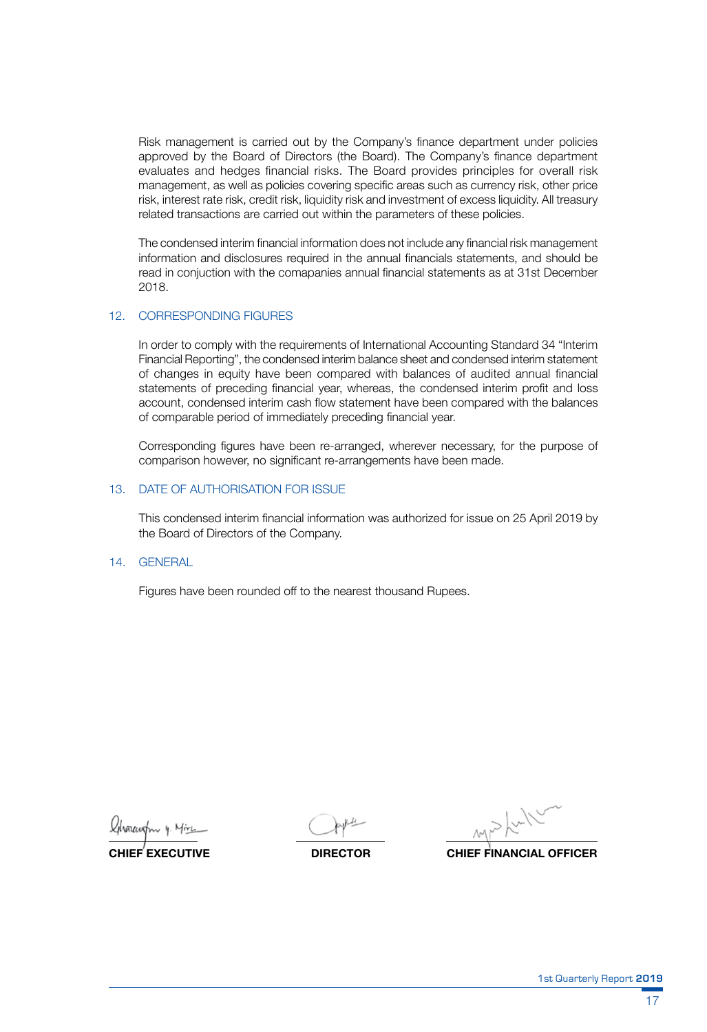Risk management is carried out by the Company's finance department under policies approved by the Board of Directors (the Board). The Company's finance department evaluates and hedges financial risks. The Board provides principles for overall risk management, as well as policies covering specific areas such as currency risk, other price risk, interest rate risk, credit risk, liquidity risk and investment of excess liquidity. All treasury related transactions are carried out within the parameters of these policies.

The condensed interim financial information does not include any financial risk management information and disclosures required in the annual financials statements, and should be read in conjuction with the comapanies annual financial statements as at 31st December 2018.

## 12. CORRESPONDING FIGURES

In order to comply with the requirements of International Accounting Standard 34 "Interim Financial Reporting", the condensed interim balance sheet and condensed interim statement of changes in equity have been compared with balances of audited annual financial statements of preceding financial year, whereas, the condensed interim profit and loss account, condensed interim cash flow statement have been compared with the balances of comparable period of immediately preceding financial year.

Corresponding figures have been re-arranged, wherever necessary, for the purpose of comparison however, no significant re-arrangements have been made.

## 13. DATE OF AUTHORISATION FOR ISSUE

This condensed interim financial information was authorized for issue on 25 April 2019 by the Board of Directors of the Company.

## 14. GENERAL

Figures have been rounded off to the nearest thousand Rupees.

| **CHIEF EXECUTIVE** | **DIRECTOR** | **CHIEF FINANCIAL OFFICER** |
|---|---|---|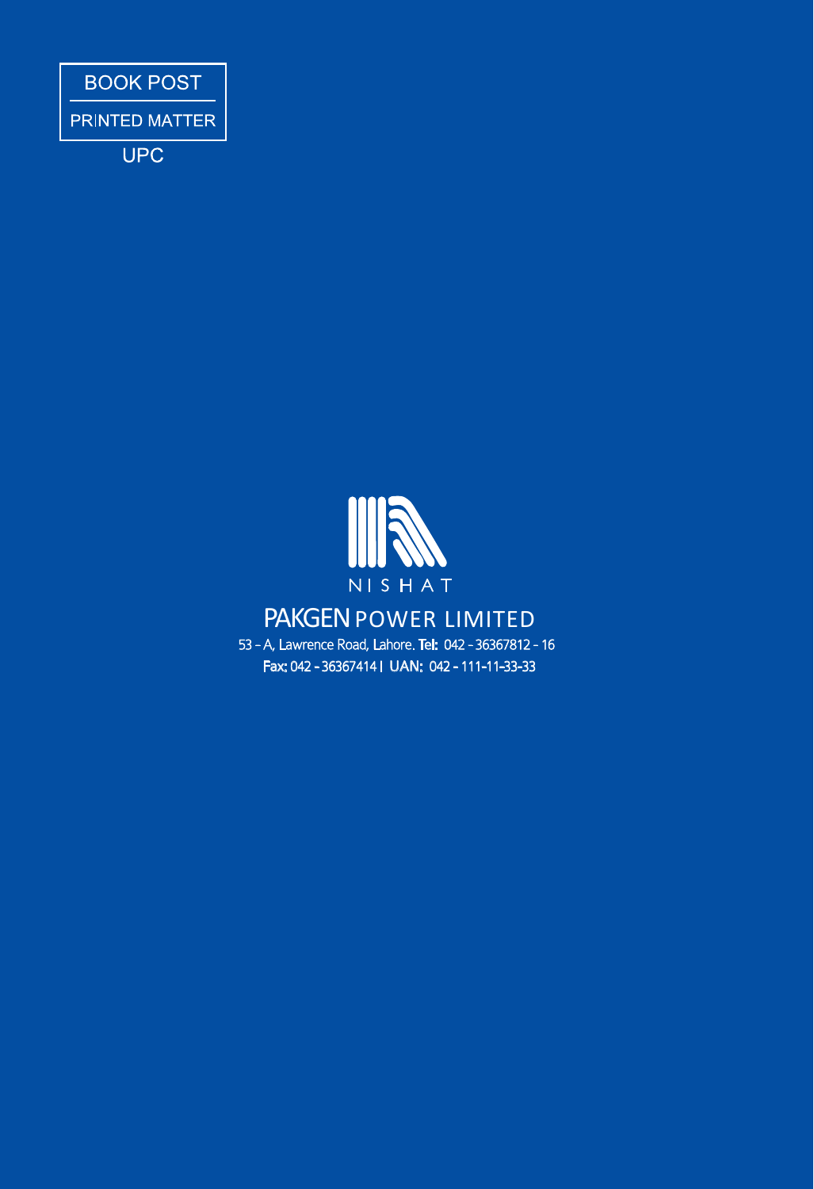BOOK POST

PRINTED MATTER

UPC

NISHAT

**PAKGEN** POWER LIMITED

53 - A, Lawrence Road, Lahore. **Tel:** 042 - 36367812 - 16

**Fax:** 042 - 36367414 | **UAN:** 042 - 111-11-33-33